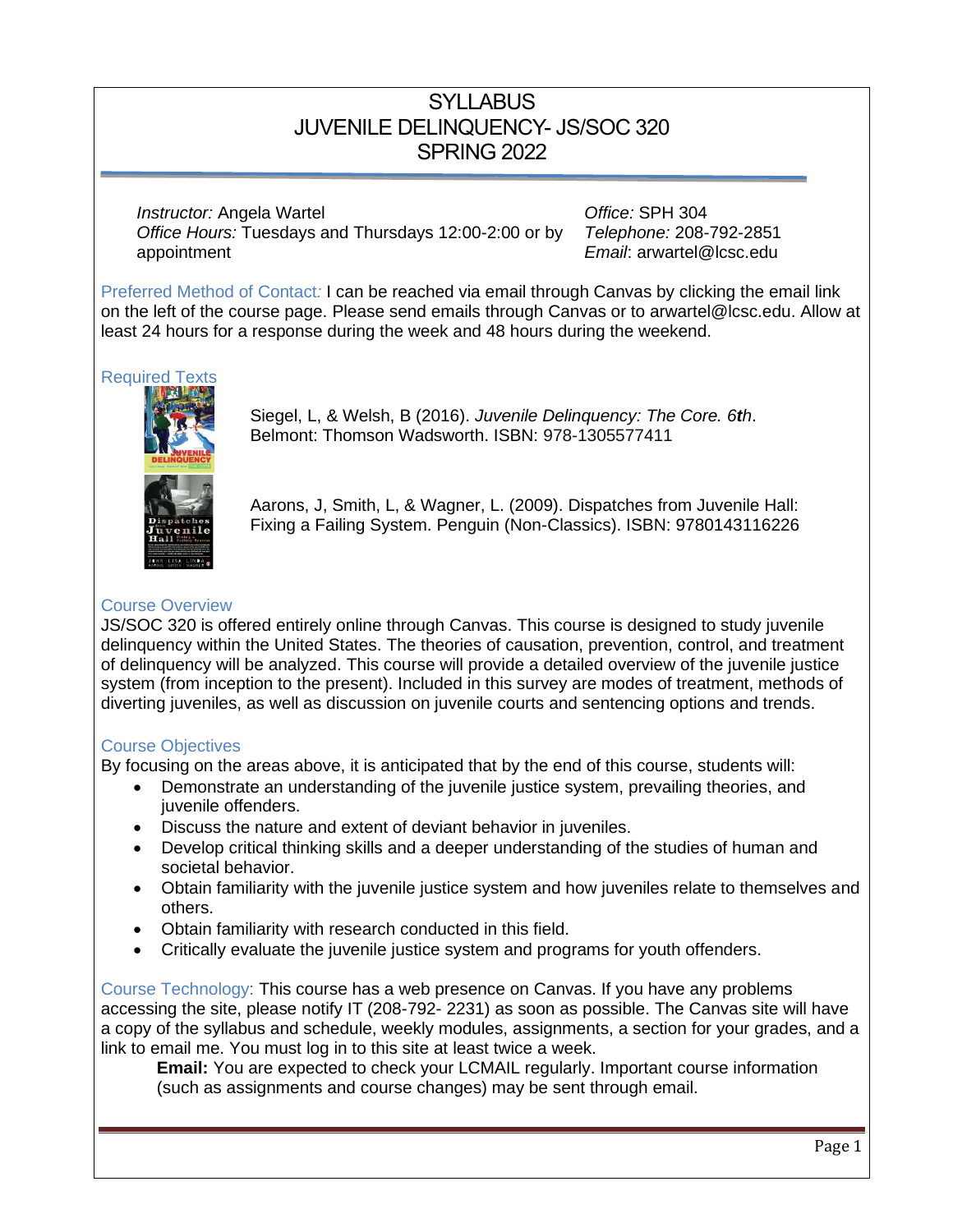# SYLLABUS
# JUVENILE DELINQUENCY- JS/SOC 320
# SPRING 2022

*Instructor:* Angela Wartel
*Office Hours:* Tuesdays and Thursdays 12:00-2:00 or by appointment

*Office:* SPH 304
*Telephone:* 208-792-2851
*Email*: arwartel@lcsc.edu

Preferred Method of Contact*:* I can be reached via email through Canvas by clicking the email link on the left of the course page. Please send emails through Canvas or to arwartel@lcsc.edu. Allow at least 24 hours for a response during the week and 48 hours during the weekend.

## Required Texts

Siegel, L, & Welsh, B (2016). *Juvenile Delinquency: The Core. 6**th***. Belmont: Thomson Wadsworth. ISBN: 978-1305577411

Aarons, J, Smith, L, & Wagner, L. (2009). Dispatches from Juvenile Hall: Fixing a Failing System. Penguin (Non-Classics). ISBN: 9780143116226

## Course Overview

JS/SOC 320 is offered entirely online through Canvas. This course is designed to study juvenile delinquency within the United States. The theories of causation, prevention, control, and treatment of delinquency will be analyzed. This course will provide a detailed overview of the juvenile justice system (from inception to the present). Included in this survey are modes of treatment, methods of diverting juveniles, as well as discussion on juvenile courts and sentencing options and trends.

## Course Objectives

By focusing on the areas above, it is anticipated that by the end of this course, students will:

- Demonstrate an understanding of the juvenile justice system, prevailing theories, and juvenile offenders.
- Discuss the nature and extent of deviant behavior in juveniles.
- Develop critical thinking skills and a deeper understanding of the studies of human and societal behavior.
- Obtain familiarity with the juvenile justice system and how juveniles relate to themselves and others.
- Obtain familiarity with research conducted in this field.
- Critically evaluate the juvenile justice system and programs for youth offenders.

Course Technology: This course has a web presence on Canvas. If you have any problems accessing the site, please notify IT (208-792- 2231) as soon as possible. The Canvas site will have a copy of the syllabus and schedule, weekly modules, assignments, a section for your grades, and a link to email me. You must log in to this site at least twice a week.

**Email:** You are expected to check your LCMAIL regularly. Important course information (such as assignments and course changes) may be sent through email.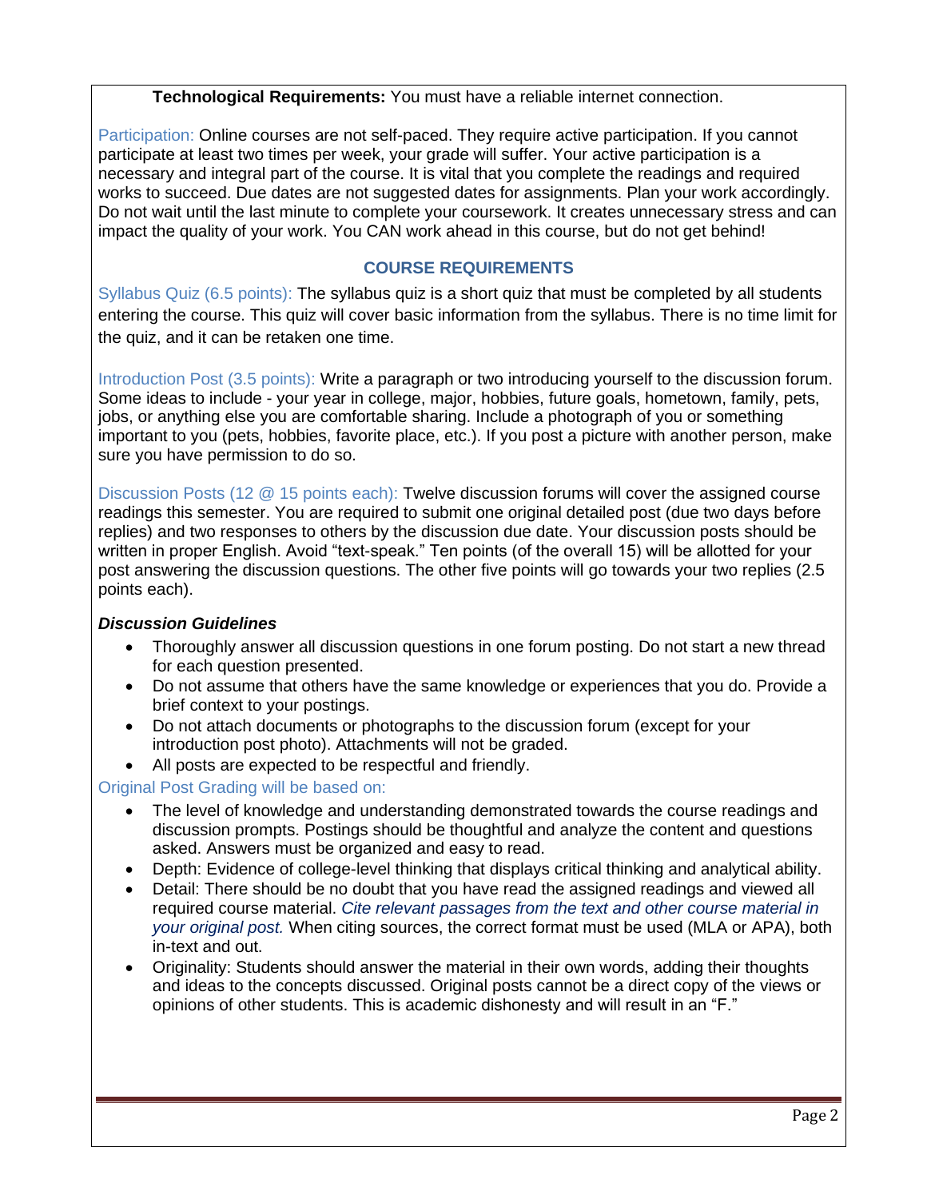**Technological Requirements:** You must have a reliable internet connection.

Participation: Online courses are not self-paced. They require active participation. If you cannot participate at least two times per week, your grade will suffer. Your active participation is a necessary and integral part of the course. It is vital that you complete the readings and required works to succeed. Due dates are not suggested dates for assignments. Plan your work accordingly. Do not wait until the last minute to complete your coursework. It creates unnecessary stress and can impact the quality of your work. You CAN work ahead in this course, but do not get behind!

## COURSE REQUIREMENTS

Syllabus Quiz (6.5 points): The syllabus quiz is a short quiz that must be completed by all students entering the course. This quiz will cover basic information from the syllabus. There is no time limit for the quiz, and it can be retaken one time.

Introduction Post (3.5 points): Write a paragraph or two introducing yourself to the discussion forum. Some ideas to include - your year in college, major, hobbies, future goals, hometown, family, pets, jobs, or anything else you are comfortable sharing. Include a photograph of you or something important to you (pets, hobbies, favorite place, etc.). If you post a picture with another person, make sure you have permission to do so.

Discussion Posts (12 @ 15 points each): Twelve discussion forums will cover the assigned course readings this semester. You are required to submit one original detailed post (due two days before replies) and two responses to others by the discussion due date. Your discussion posts should be written in proper English. Avoid "text-speak." Ten points (of the overall 15) will be allotted for your post answering the discussion questions. The other five points will go towards your two replies (2.5 points each).

***Discussion Guidelines***

- Thoroughly answer all discussion questions in one forum posting. Do not start a new thread for each question presented.
- Do not assume that others have the same knowledge or experiences that you do. Provide a brief context to your postings.
- Do not attach documents or photographs to the discussion forum (except for your introduction post photo). Attachments will not be graded.
- All posts are expected to be respectful and friendly.

Original Post Grading will be based on:

- The level of knowledge and understanding demonstrated towards the course readings and discussion prompts. Postings should be thoughtful and analyze the content and questions asked. Answers must be organized and easy to read.
- Depth: Evidence of college-level thinking that displays critical thinking and analytical ability.
- Detail: There should be no doubt that you have read the assigned readings and viewed all required course material. *Cite relevant passages from the text and other course material in your original post.* When citing sources, the correct format must be used (MLA or APA), both in-text and out.
- Originality: Students should answer the material in their own words, adding their thoughts and ideas to the concepts discussed. Original posts cannot be a direct copy of the views or opinions of other students. This is academic dishonesty and will result in an "F."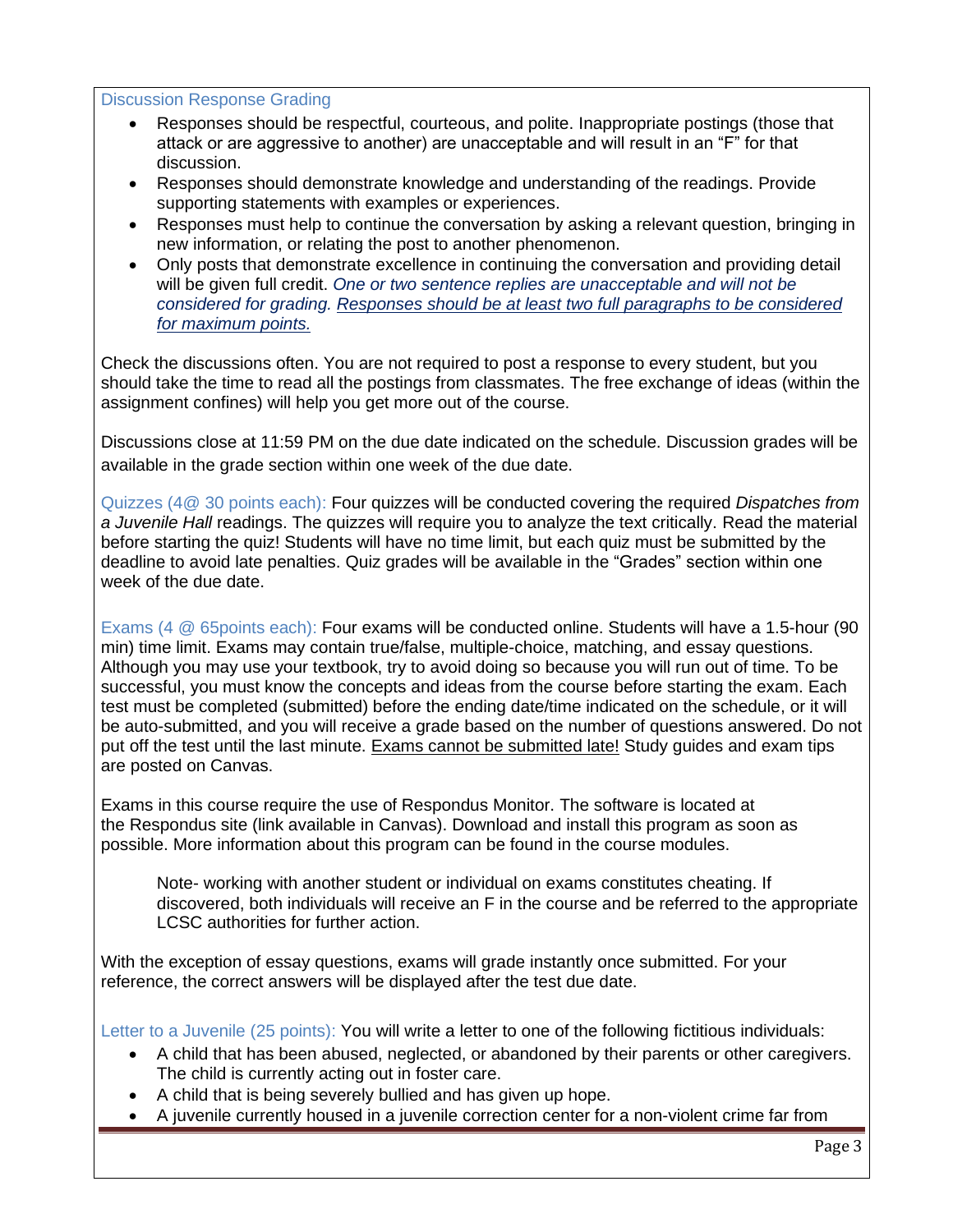### Discussion Response Grading

- Responses should be respectful, courteous, and polite. Inappropriate postings (those that attack or are aggressive to another) are unacceptable and will result in an "F" for that discussion.
- Responses should demonstrate knowledge and understanding of the readings. Provide supporting statements with examples or experiences.
- Responses must help to continue the conversation by asking a relevant question, bringing in new information, or relating the post to another phenomenon.
- Only posts that demonstrate excellence in continuing the conversation and providing detail will be given full credit. *One or two sentence replies are unacceptable and will not be considered for grading. Responses should be at least two full paragraphs to be considered for maximum points.*

Check the discussions often. You are not required to post a response to every student, but you should take the time to read all the postings from classmates. The free exchange of ideas (within the assignment confines) will help you get more out of the course.

Discussions close at 11:59 PM on the due date indicated on the schedule. Discussion grades will be available in the grade section within one week of the due date.

**Quizzes (4@ 30 points each):** Four quizzes will be conducted covering the required *Dispatches from a Juvenile Hall* readings. The quizzes will require you to analyze the text critically. Read the material before starting the quiz! Students will have no time limit, but each quiz must be submitted by the deadline to avoid late penalties. Quiz grades will be available in the "Grades" section within one week of the due date.

**Exams (4 @ 65points each):** Four exams will be conducted online. Students will have a 1.5-hour (90 min) time limit. Exams may contain true/false, multiple-choice, matching, and essay questions. Although you may use your textbook, try to avoid doing so because you will run out of time. To be successful, you must know the concepts and ideas from the course before starting the exam. Each test must be completed (submitted) before the ending date/time indicated on the schedule, or it will be auto-submitted, and you will receive a grade based on the number of questions answered. Do not put off the test until the last minute. Exams cannot be submitted late! Study guides and exam tips are posted on Canvas.

Exams in this course require the use of Respondus Monitor. The software is located at the Respondus site (link available in Canvas). Download and install this program as soon as possible. More information about this program can be found in the course modules.

> Note- working with another student or individual on exams constitutes cheating. If discovered, both individuals will receive an F in the course and be referred to the appropriate LCSC authorities for further action.

With the exception of essay questions, exams will grade instantly once submitted. For your reference, the correct answers will be displayed after the test due date.

**Letter to a Juvenile (25 points):** You will write a letter to one of the following fictitious individuals:

- A child that has been abused, neglected, or abandoned by their parents or other caregivers. The child is currently acting out in foster care.
- A child that is being severely bullied and has given up hope.
- A juvenile currently housed in a juvenile correction center for a non-violent crime far from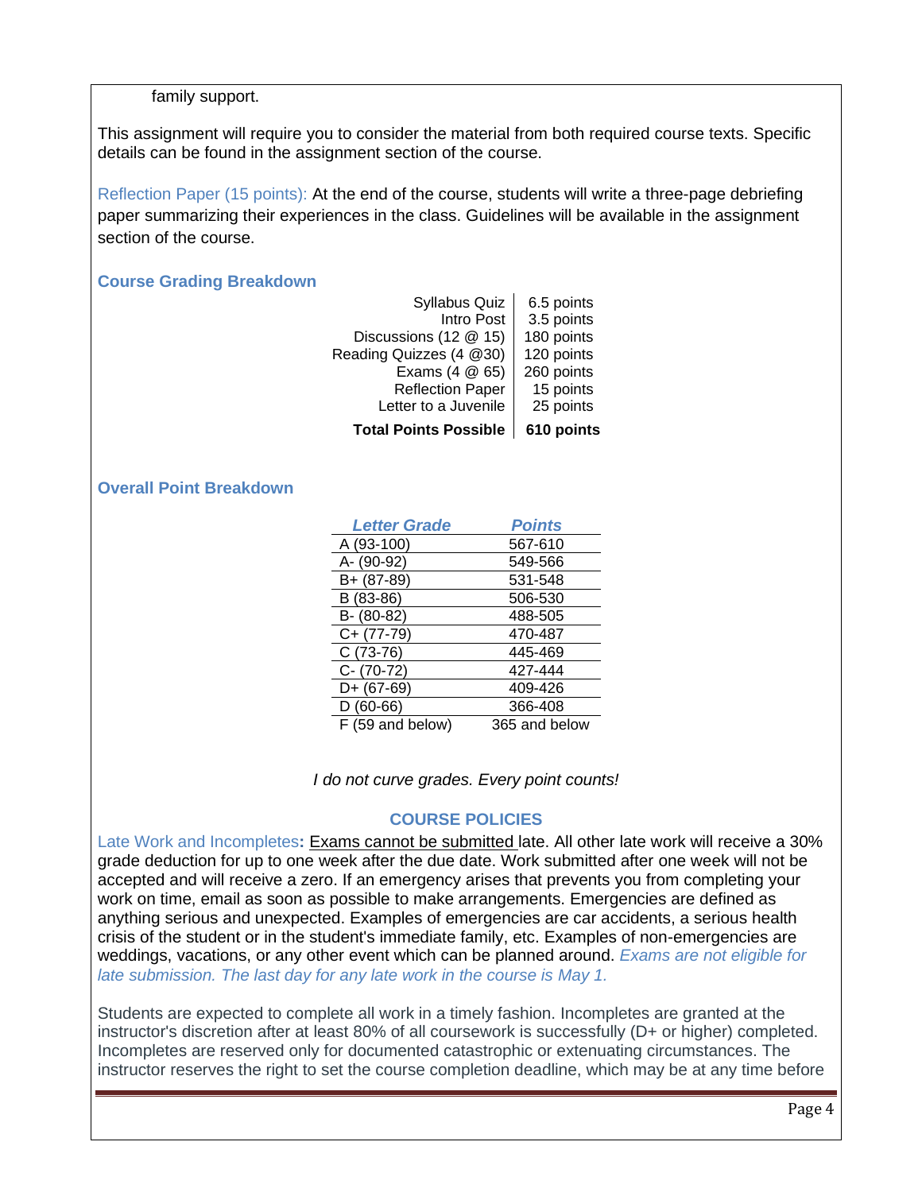family support.

This assignment will require you to consider the material from both required course texts. Specific details can be found in the assignment section of the course.

Reflection Paper (15 points): At the end of the course, students will write a three-page debriefing paper summarizing their experiences in the class. Guidelines will be available in the assignment section of the course.

### Course Grading Breakdown

| | |
|---|---|
| Syllabus Quiz | 6.5 points |
| Intro Post | 3.5 points |
| Discussions (12 @ 15) | 180 points |
| Reading Quizzes (4 @30) | 120 points |
| Exams (4 @ 65) | 260 points |
| Reflection Paper | 15 points |
| Letter to a Juvenile | 25 points |
| **Total Points Possible** | **610 points** |

### Overall Point Breakdown

| *Letter Grade* | *Points* |
|---|---|
| A (93-100) | 567-610 |
| A- (90-92) | 549-566 |
| B+ (87-89) | 531-548 |
| B (83-86) | 506-530 |
| B- (80-82) | 488-505 |
| C+ (77-79) | 470-487 |
| C (73-76) | 445-469 |
| C- (70-72) | 427-444 |
| D+ (67-69) | 409-426 |
| D (60-66) | 366-408 |
| F (59 and below) | 365 and below |

*I do not curve grades. Every point counts!*

## COURSE POLICIES

Late Work and Incompletes**:** Exams cannot be submitted late. All other late work will receive a 30% grade deduction for up to one week after the due date. Work submitted after one week will not be accepted and will receive a zero. If an emergency arises that prevents you from completing your work on time, email as soon as possible to make arrangements. Emergencies are defined as anything serious and unexpected. Examples of emergencies are car accidents, a serious health crisis of the student or in the student's immediate family, etc. Examples of non-emergencies are weddings, vacations, or any other event which can be planned around. *Exams are not eligible for late submission. The last day for any late work in the course is May 1.*

Students are expected to complete all work in a timely fashion. Incompletes are granted at the instructor's discretion after at least 80% of all coursework is successfully (D+ or higher) completed. Incompletes are reserved only for documented catastrophic or extenuating circumstances. The instructor reserves the right to set the course completion deadline, which may be at any time before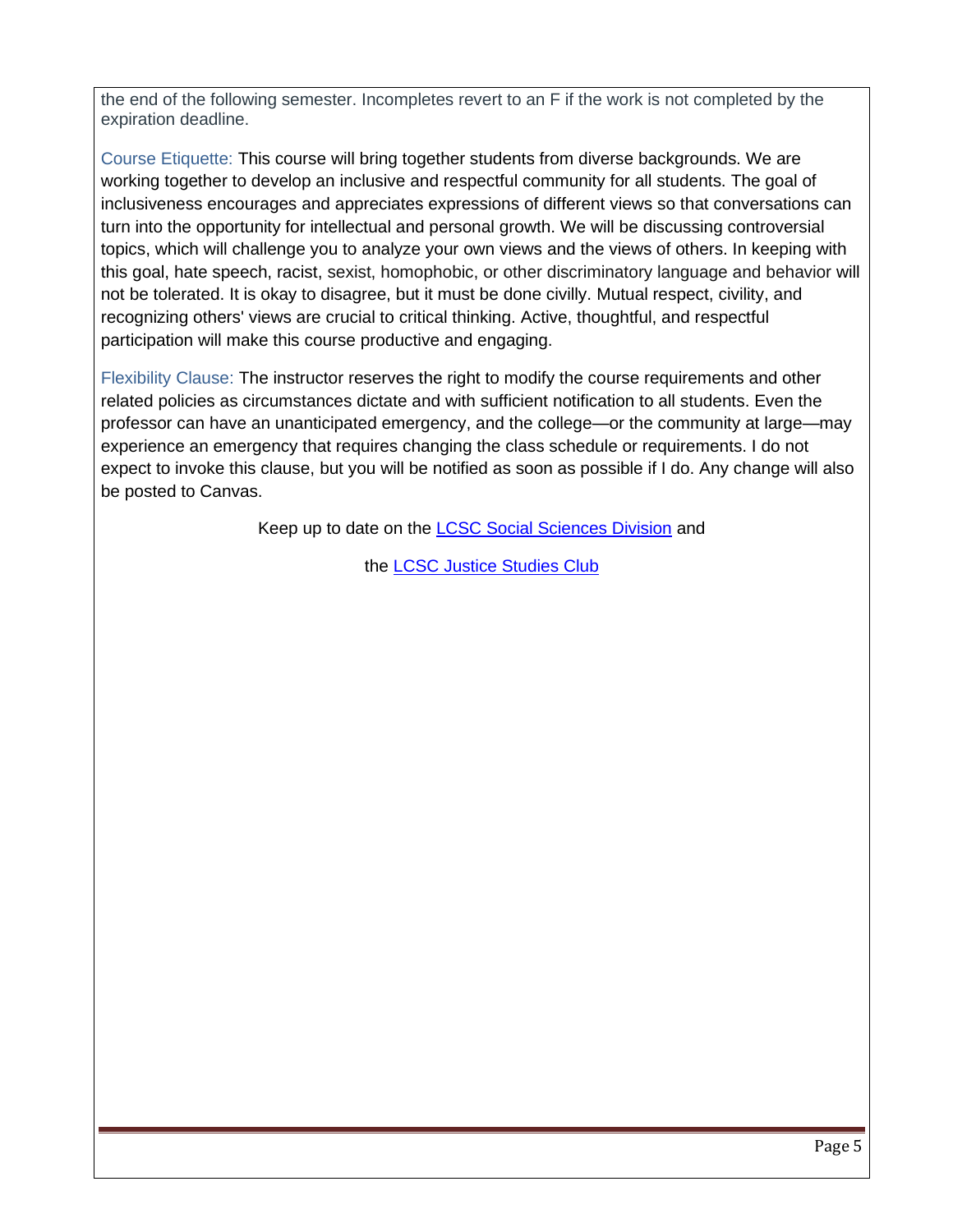the end of the following semester. Incompletes revert to an F if the work is not completed by the expiration deadline.

Course Etiquette: This course will bring together students from diverse backgrounds. We are working together to develop an inclusive and respectful community for all students. The goal of inclusiveness encourages and appreciates expressions of different views so that conversations can turn into the opportunity for intellectual and personal growth. We will be discussing controversial topics, which will challenge you to analyze your own views and the views of others. In keeping with this goal, hate speech, racist, sexist, homophobic, or other discriminatory language and behavior will not be tolerated. It is okay to disagree, but it must be done civilly. Mutual respect, civility, and recognizing others' views are crucial to critical thinking. Active, thoughtful, and respectful participation will make this course productive and engaging.

Flexibility Clause: The instructor reserves the right to modify the course requirements and other related policies as circumstances dictate and with sufficient notification to all students. Even the professor can have an unanticipated emergency, and the college—or the community at large—may experience an emergency that requires changing the class schedule or requirements. I do not expect to invoke this clause, but you will be notified as soon as possible if I do. Any change will also be posted to Canvas.

Keep up to date on the LCSC Social Sciences Division and

the LCSC Justice Studies Club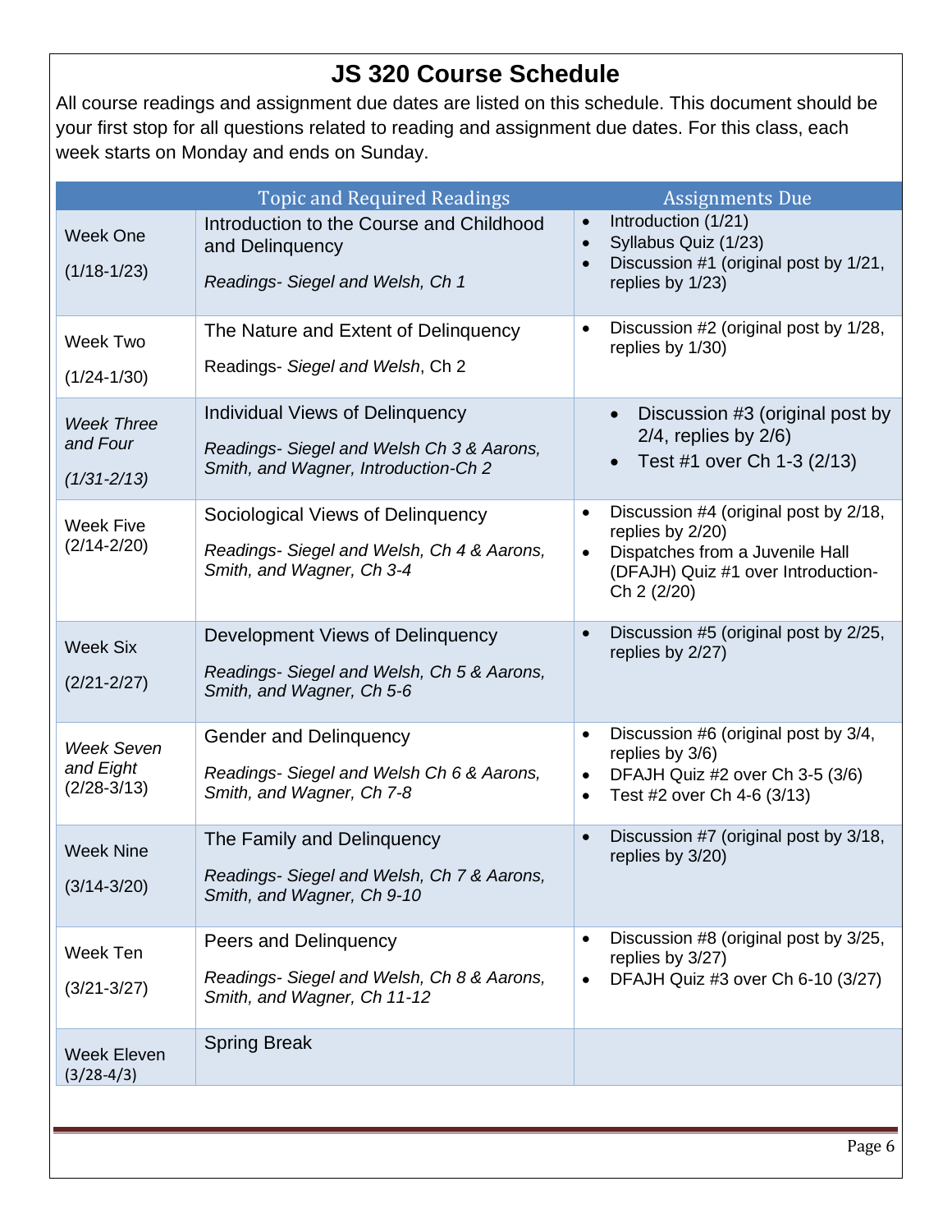# JS 320 Course Schedule

All course readings and assignment due dates are listed on this schedule. This document should be your first stop for all questions related to reading and assignment due dates. For this class, each week starts on Monday and ends on Sunday.

| | Topic and Required Readings | Assignments Due |
|---|---|---|
| Week One (1/18-1/23) | Introduction to the Course and Childhood and Delinquency<br>*Readings- Siegel and Welsh, Ch 1* | • Introduction (1/21)<br>• Syllabus Quiz (1/23)<br>• Discussion #1 (original post by 1/21, replies by 1/23) |
| Week Two (1/24-1/30) | The Nature and Extent of Delinquency<br>Readings- *Siegel and Welsh*, Ch 2 | • Discussion #2 (original post by 1/28, replies by 1/30) |
| *Week Three and Four (1/31-2/13)* | Individual Views of Delinquency<br>*Readings- Siegel and Welsh Ch 3 & Aarons, Smith, and Wagner, Introduction-Ch 2* | • Discussion #3 (original post by 2/4, replies by 2/6)<br>• Test #1 over Ch 1-3 (2/13) |
| Week Five (2/14-2/20) | Sociological Views of Delinquency<br>*Readings- Siegel and Welsh, Ch 4 & Aarons, Smith, and Wagner, Ch 3-4* | • Discussion #4 (original post by 2/18, replies by 2/20)<br>• Dispatches from a Juvenile Hall (DFAJH) Quiz #1 over Introduction-Ch 2 (2/20) |
| Week Six (2/21-2/27) | Development Views of Delinquency<br>*Readings- Siegel and Welsh, Ch 5 & Aarons, Smith, and Wagner, Ch 5-6* | • Discussion #5 (original post by 2/25, replies by 2/27) |
| *Week Seven and Eight* (2/28-3/13) | Gender and Delinquency<br>*Readings- Siegel and Welsh Ch 6 & Aarons, Smith, and Wagner, Ch 7-8* | • Discussion #6 (original post by 3/4, replies by 3/6)<br>• DFAJH Quiz #2 over Ch 3-5 (3/6)<br>• Test #2 over Ch 4-6 (3/13) |
| Week Nine (3/14-3/20) | The Family and Delinquency<br>*Readings- Siegel and Welsh, Ch 7 & Aarons, Smith, and Wagner, Ch 9-10* | • Discussion #7 (original post by 3/18, replies by 3/20) |
| Week Ten (3/21-3/27) | Peers and Delinquency<br>*Readings- Siegel and Welsh, Ch 8 & Aarons, Smith, and Wagner, Ch 11-12* | • Discussion #8 (original post by 3/25, replies by 3/27)<br>• DFAJH Quiz #3 over Ch 6-10 (3/27) |
| Week Eleven (3/28-4/3) | Spring Break | |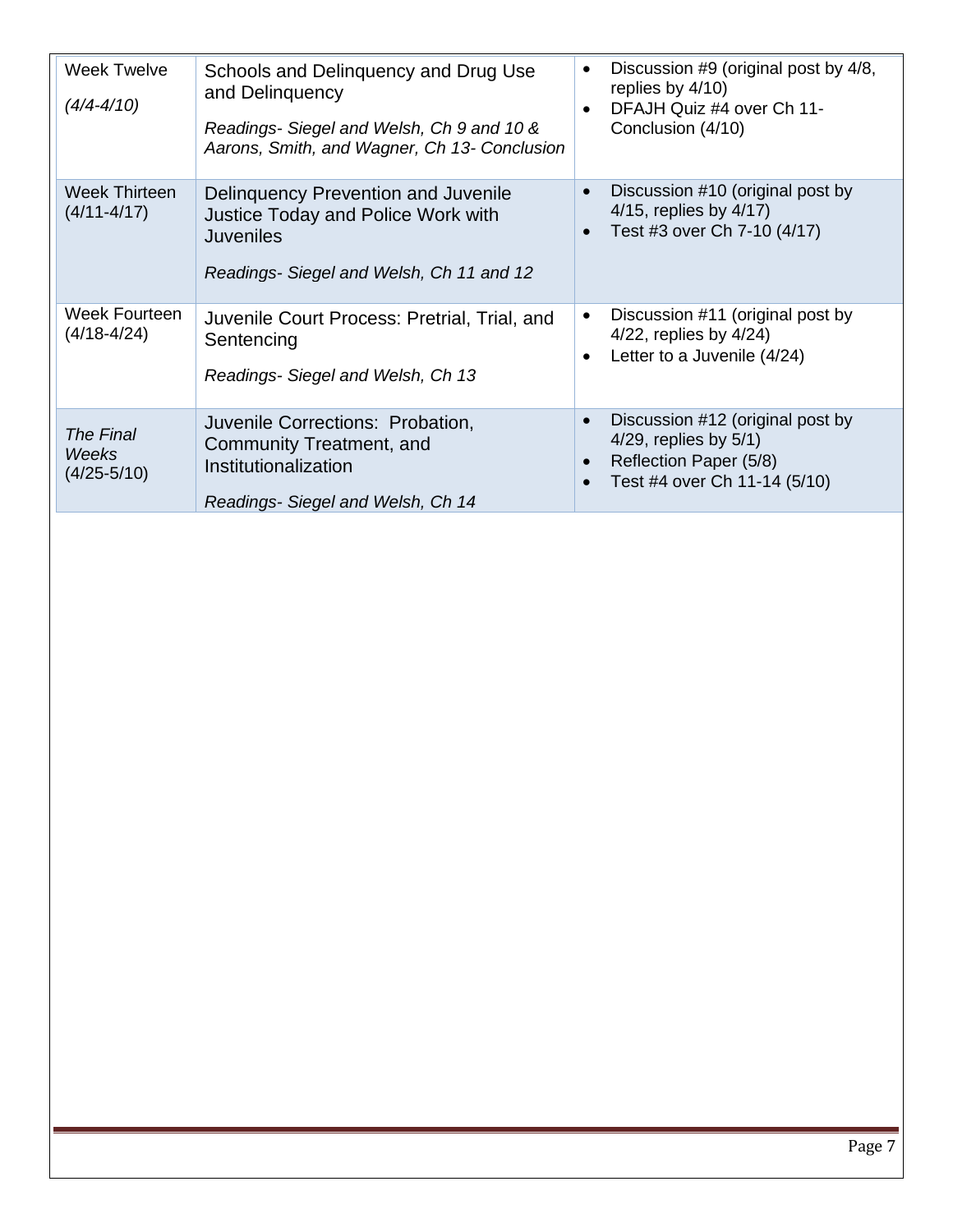| | | |
|---|---|---|
| Week Twelve *(4/4-4/10)* | Schools and Delinquency and Drug Use and Delinquency<br>*Readings- Siegel and Welsh, Ch 9 and 10 & Aarons, Smith, and Wagner, Ch 13- Conclusion* | • Discussion #9 (original post by 4/8, replies by 4/10)<br>• DFAJH Quiz #4 over Ch 11-Conclusion (4/10) |
| Week Thirteen (4/11-4/17) | Delinquency Prevention and Juvenile Justice Today and Police Work with Juveniles<br>*Readings- Siegel and Welsh, Ch 11 and 12* | • Discussion #10 (original post by 4/15, replies by 4/17)<br>• Test #3 over Ch 7-10 (4/17) |
| Week Fourteen (4/18-4/24) | Juvenile Court Process: Pretrial, Trial, and Sentencing<br>*Readings- Siegel and Welsh, Ch 13* | • Discussion #11 (original post by 4/22, replies by 4/24)<br>• Letter to a Juvenile (4/24) |
| *The Final Weeks* (4/25-5/10) | Juvenile Corrections: Probation, Community Treatment, and Institutionalization<br>*Readings- Siegel and Welsh, Ch 14* | • Discussion #12 (original post by 4/29, replies by 5/1)<br>• Reflection Paper (5/8)<br>• Test #4 over Ch 11-14 (5/10) |